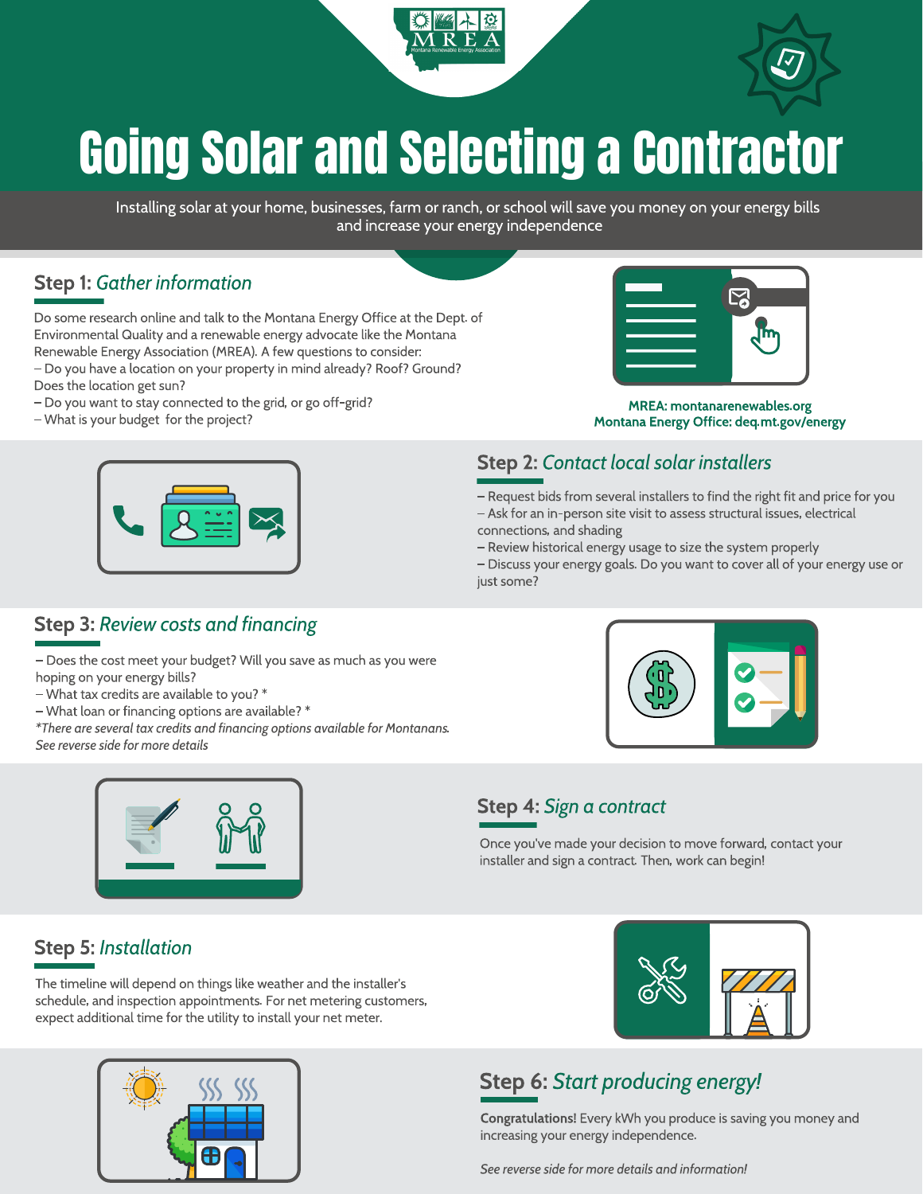# Going Solar and Selecting a Contractor

Installing solar at your home, businesses, farm or ranch, or school will save you money on your energy bills and increase your energy independence

## Step 1: *Gather information*

Do some research online and talk to the Montana Energy Office at the Dept. of Environmental Quality and a renewable energy advocate like the Montana Renewable Energy Association (MREA). A few questions to consider:

– Do you have a location on your property in mind already? Roof? Ground? Does the location get sun?
– Do you want to stay connected to the grid, or go off-grid?
– What is your budget for the project?

**MREA: montanarenewables.org**
**Montana Energy Office: deq.mt.gov/energy**

## Step 2: *Contact local solar installers*

– Request bids from several installers to find the right fit and price for you
– Ask for an in-person site visit to assess structural issues, electrical connections, and shading
– Review historical energy usage to size the system properly
– Discuss your energy goals. Do you want to cover all of your energy use or just some?

## Step 3: *Review costs and financing*

– Does the cost meet your budget? Will you save as much as you were hoping on your energy bills?
– What tax credits are available to you? *
– What loan or financing options are available? *

*\*There are several tax credits and financing options available for Montanans. See reverse side for more details*

## Step 4: *Sign a contract*

Once you've made your decision to move forward, contact your installer and sign a contract. Then, work can begin!

## Step 5: *Installation*

The timeline will depend on things like weather and the installer's schedule, and inspection appointments. For net metering customers, expect additional time for the utility to install your net meter.

## Step 6: *Start producing energy!*

**Congratulations!** Every kWh you produce is saving you money and increasing your energy independence.

*See reverse side for more details and information!*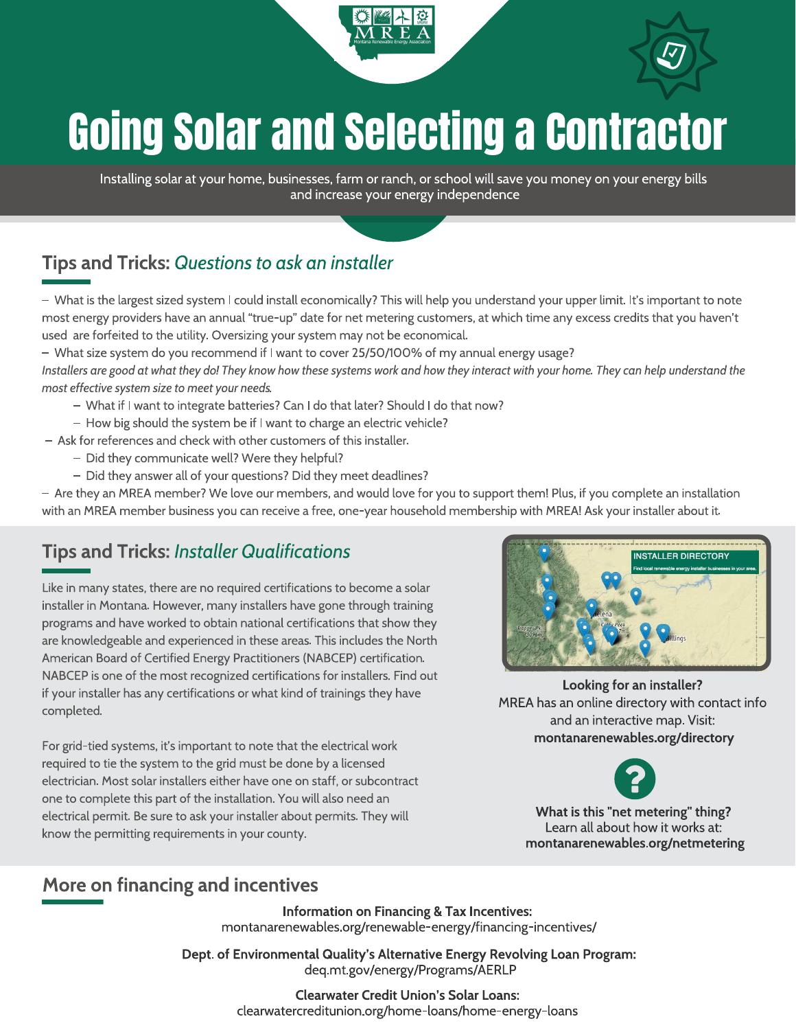# Going Solar and Selecting a Contractor

Installing solar at your home, businesses, farm or ranch, or school will save you money on your energy bills and increase your energy independence

## Tips and Tricks: *Questions to ask an installer*

- What is the largest sized system I could install economically? This will help you understand your upper limit. It's important to note most energy providers have an annual "true-up" date for net metering customers, at which time any excess credits that you haven't used are forfeited to the utility. Oversizing your system may not be economical.
- What size system do you recommend if I want to cover 25/50/100% of my annual energy usage?

*Installers are good at what they do! They know how these systems work and how they interact with your home. They can help understand the most effective system size to meet your needs.*

  - What if I want to integrate batteries? Can I do that later? Should I do that now?
  - How big should the system be if I want to charge an electric vehicle?
- Ask for references and check with other customers of this installer.
  - Did they communicate well? Were they helpful?
  - Did they answer all of your questions? Did they meet deadlines?
- Are they an MREA member? We love our members, and would love for you to support them! Plus, if you complete an installation with an MREA member business you can receive a free, one-year household membership with MREA! Ask your installer about it.

## Tips and Tricks: *Installer Qualifications*

Like in many states, there are no required certifications to become a solar installer in Montana. However, many installers have gone through training programs and have worked to obtain national certifications that show they are knowledgeable and experienced in these areas. This includes the North American Board of Certified Energy Practitioners (NABCEP) certification. NABCEP is one of the most recognized certifications for installers. Find out if your installer has any certifications or what kind of trainings they have completed.

For grid-tied systems, it's important to note that the electrical work required to tie the system to the grid must be done by a licensed electrician. Most solar installers either have one on staff, or subcontract one to complete this part of the installation. You will also need an electrical permit. Be sure to ask your installer about permits. They will know the permitting requirements in your county.

INSTALLER DIRECTORY
Find local renewable energy installer businesses in your area.

**Looking for an installer?**
MREA has an online directory with contact info and an interactive map. Visit:
**montanarenewables.org/directory**

**What is this "net metering" thing?**
Learn all about how it works at:
**montanarenewables.org/netmetering**

## More on financing and incentives

**Information on Financing & Tax Incentives:**
montanarenewables.org/renewable-energy/financing-incentives/

**Dept. of Environmental Quality's Alternative Energy Revolving Loan Program:**
deq.mt.gov/energy/Programs/AERLP

**Clearwater Credit Union's Solar Loans:**
clearwatercreditunion.org/home-loans/home-energy-loans